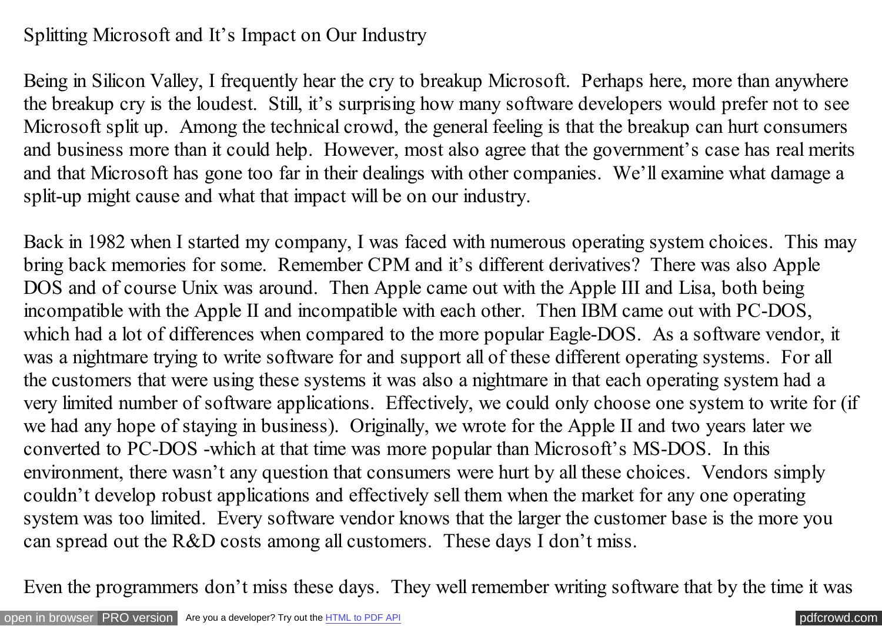# Splitting Microsoft and It's Impact on Our Industry

Being in Silicon Valley, I frequently hear the cry to breakup Microsoft. Perhaps here, more than anywhere the breakup cry is the loudest. Still, it's surprising how many software developers would prefer not to see Microsoft split up. Among the technical crowd, the general feeling is that the breakup can hurt consumers and business more than it could help. However, most also agree that the government's case has real merits and that Microsoft has gone too far in their dealings with other companies. We'll examine what damage a split-up might cause and what that impact will be on our industry.

Back in 1982 when I started my company, I was faced with numerous operating system choices. This may bring back memories for some. Remember CPM and it's different derivatives? There was also Apple DOS and of course Unix was around. Then Apple came out with the Apple III and Lisa, both being incompatible with the Apple II and incompatible with each other. Then IBM came out with PC-DOS, which had a lot of differences when compared to the more popular Eagle-DOS. As a software vendor, it was a nightmare trying to write software for and support all of these different operating systems. For all the customers that were using these systems it was also a nightmare in that each operating system had a very limited number of software applications. Effectively, we could only choose one system to write for (if we had any hope of staying in business). Originally, we wrote for the Apple II and two years later we converted to PC-DOS -which at that time was more popular than Microsoft's MS-DOS. In this environment, there wasn't any question that consumers were hurt by all these choices. Vendors simply couldn't develop robust applications and effectively sell them when the market for any one operating system was too limited. Every software vendor knows that the larger the customer base is the more you can spread out the R&D costs among all customers. These days I don't miss.

Even the programmers don't miss these days. They well remember writing software that by the time it was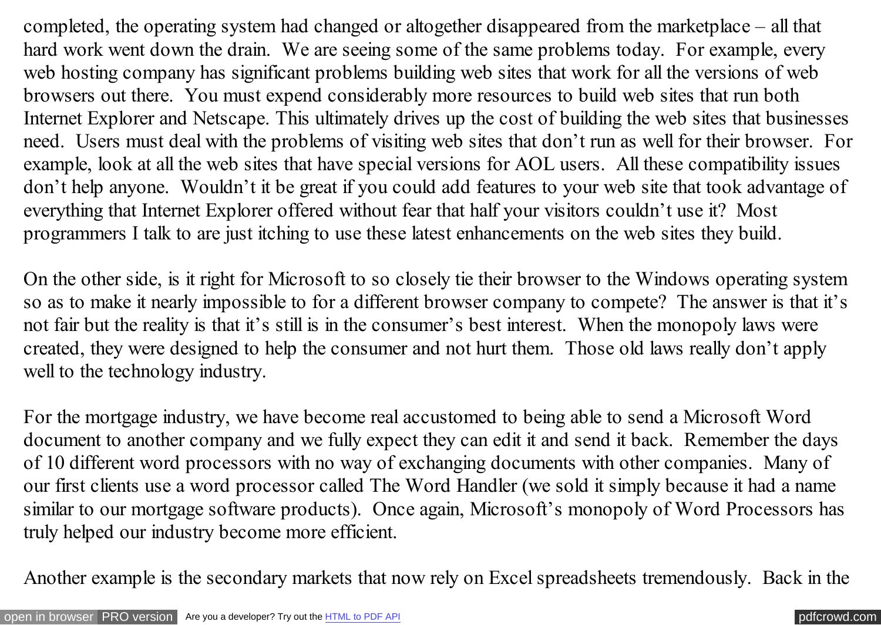completed, the operating system had changed or altogether disappeared from the marketplace – all that hard work went down the drain. We are seeing some of the same problems today. For example, every web hosting company has significant problems building web sites that work for all the versions of web browsers out there. You must expend considerably more resources to build web sites that run both Internet Explorer and Netscape. This ultimately drives up the cost of building the web sites that businesses need. Users must deal with the problems of visiting web sites that don't run as well for their browser. For example, look at all the web sites that have special versions for AOL users. All these compatibility issues don't help anyone. Wouldn't it be great if you could add features to your web site that took advantage of everything that Internet Explorer offered without fear that half your visitors couldn't use it? Most programmers I talk to are just itching to use these latest enhancements on the web sites they build.

On the other side, is it right for Microsoft to so closely tie their browser to the Windows operating system so as to make it nearly impossible to for a different browser company to compete? The answer is that it's not fair but the reality is that it's still is in the consumer's best interest. When the monopoly laws were created, they were designed to help the consumer and not hurt them. Those old laws really don't apply well to the technology industry.

For the mortgage industry, we have become real accustomed to being able to send a Microsoft Word document to another company and we fully expect they can edit it and send it back. Remember the days of 10 different word processors with no way of exchanging documents with other companies. Many of our first clients use a word processor called The Word Handler (we sold it simply because it had a name similar to our mortgage software products). Once again, Microsoft's monopoly of Word Processors has truly helped our industry become more efficient.

Another example is the secondary markets that now rely on Excel spreadsheets tremendously. Back in the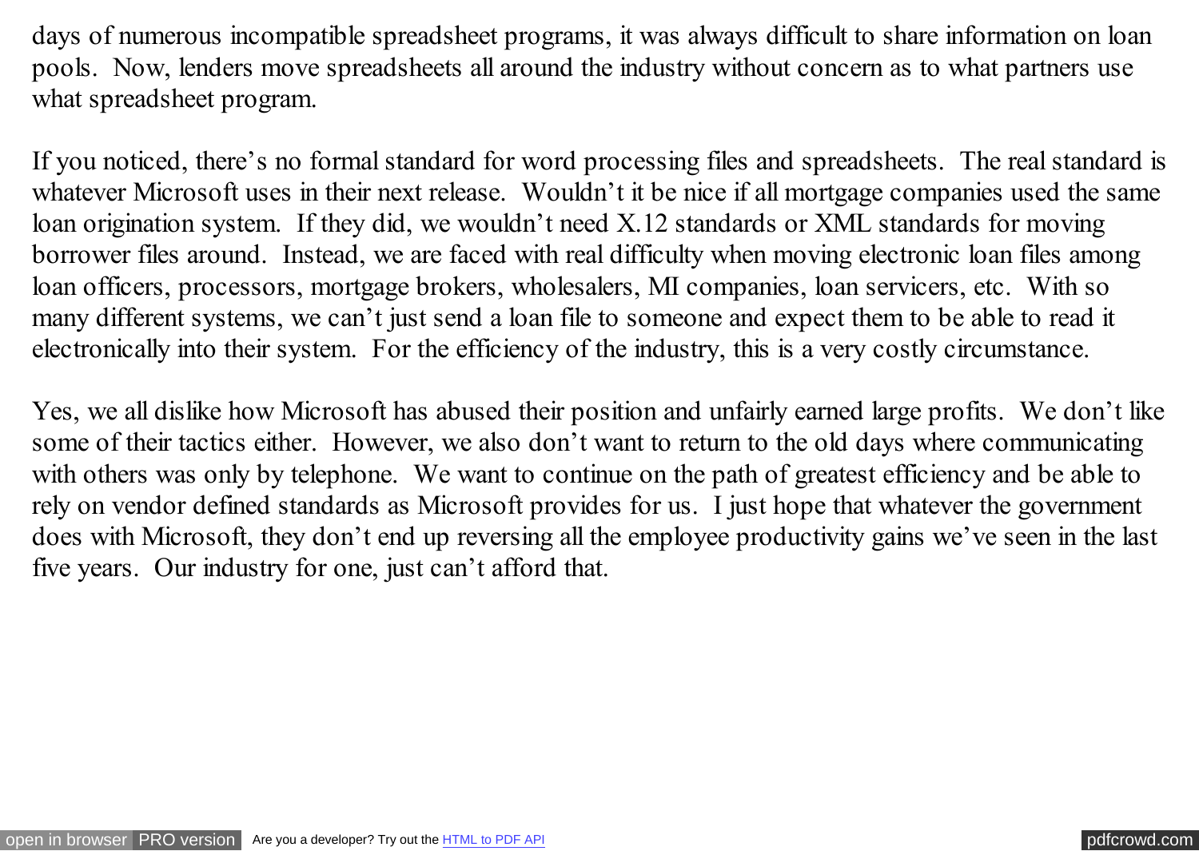days of numerous incompatible spreadsheet programs, it was always difficult to share information on loan pools. Now, lenders move spreadsheets all around the industry without concern as to what partners use what spreadsheet program.

If you noticed, there's no formal standard for word processing files and spreadsheets. The real standard is whatever Microsoft uses in their next release. Wouldn't it be nice if all mortgage companies used the same loan origination system. If they did, we wouldn't need X.12 standards or XML standards for moving borrower files around. Instead, we are faced with real difficulty when moving electronic loan files among loan officers, processors, mortgage brokers, wholesalers, MI companies, loan servicers, etc. With so many different systems, we can't just send a loan file to someone and expect them to be able to read it electronically into their system. For the efficiency of the industry, this is a very costly circumstance.

Yes, we all dislike how Microsoft has abused their position and unfairly earned large profits. We don't like some of their tactics either. However, we also don't want to return to the old days where communicating with others was only by telephone. We want to continue on the path of greatest efficiency and be able to rely on vendor defined standards as Microsoft provides for us. I just hope that whatever the government does with Microsoft, they don't end up reversing all the employee productivity gains we've seen in the last five years. Our industry for one, just can't afford that.